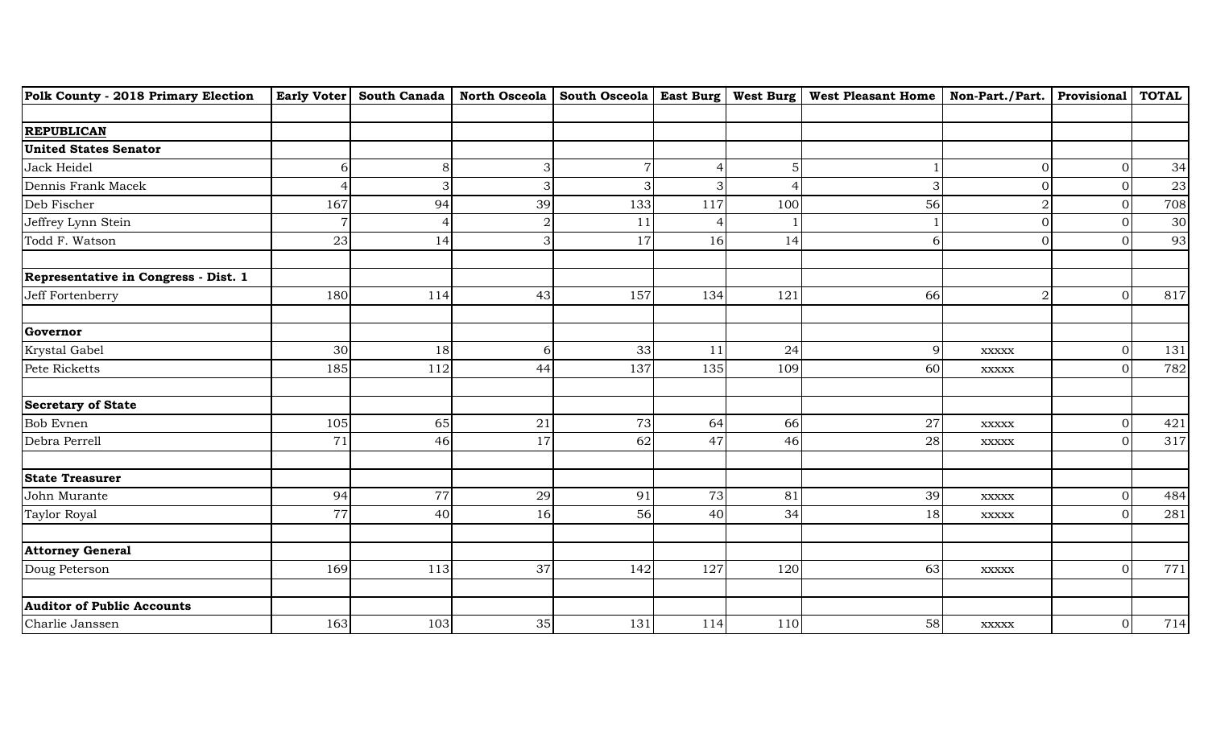| Polk County - 2018 Primary Election | Early Voter | South Canada | North Osceola | South Osceola | East Burg | West Burg | West Pleasant Home | Non-Part./Part. | Provisional | TOTAL |
|---|---|---|---|---|---|---|---|---|---|---|
| | | | | | | | | | | |
| **REPUBLICAN** | | | | | | | | | | |
| **United States Senator** | | | | | | | | | | |
| Jack Heidel | 6 | 8 | 3 | 7 | 4 | 5 | 1 | 0 | 0 | 34 |
| Dennis Frank Macek | 4 | 3 | 3 | 3 | 3 | 4 | 3 | 0 | 0 | 23 |
| Deb Fischer | 167 | 94 | 39 | 133 | 117 | 100 | 56 | 2 | 0 | 708 |
| Jeffrey Lynn Stein | 7 | 4 | 2 | 11 | 4 | 1 | 1 | 0 | 0 | 30 |
| Todd F. Watson | 23 | 14 | 3 | 17 | 16 | 14 | 6 | 0 | 0 | 93 |
| | | | | | | | | | | |
| **Representative in Congress - Dist. 1** | | | | | | | | | | |
| Jeff Fortenberry | 180 | 114 | 43 | 157 | 134 | 121 | 66 | 2 | 0 | 817 |
| | | | | | | | | | | |
| **Governor** | | | | | | | | | | |
| Krystal Gabel | 30 | 18 | 6 | 33 | 11 | 24 | 9 | xxxxx | 0 | 131 |
| Pete Ricketts | 185 | 112 | 44 | 137 | 135 | 109 | 60 | xxxxx | 0 | 782 |
| | | | | | | | | | | |
| **Secretary of State** | | | | | | | | | | |
| Bob Evnen | 105 | 65 | 21 | 73 | 64 | 66 | 27 | xxxxx | 0 | 421 |
| Debra Perrell | 71 | 46 | 17 | 62 | 47 | 46 | 28 | xxxxx | 0 | 317 |
| | | | | | | | | | | |
| **State Treasurer** | | | | | | | | | | |
| John Murante | 94 | 77 | 29 | 91 | 73 | 81 | 39 | xxxxx | 0 | 484 |
| Taylor Royal | 77 | 40 | 16 | 56 | 40 | 34 | 18 | xxxxx | 0 | 281 |
| | | | | | | | | | | |
| **Attorney General** | | | | | | | | | | |
| Doug Peterson | 169 | 113 | 37 | 142 | 127 | 120 | 63 | xxxxx | 0 | 771 |
| | | | | | | | | | | |
| **Auditor of Public Accounts** | | | | | | | | | | |
| Charlie Janssen | 163 | 103 | 35 | 131 | 114 | 110 | 58 | xxxxx | 0 | 714 |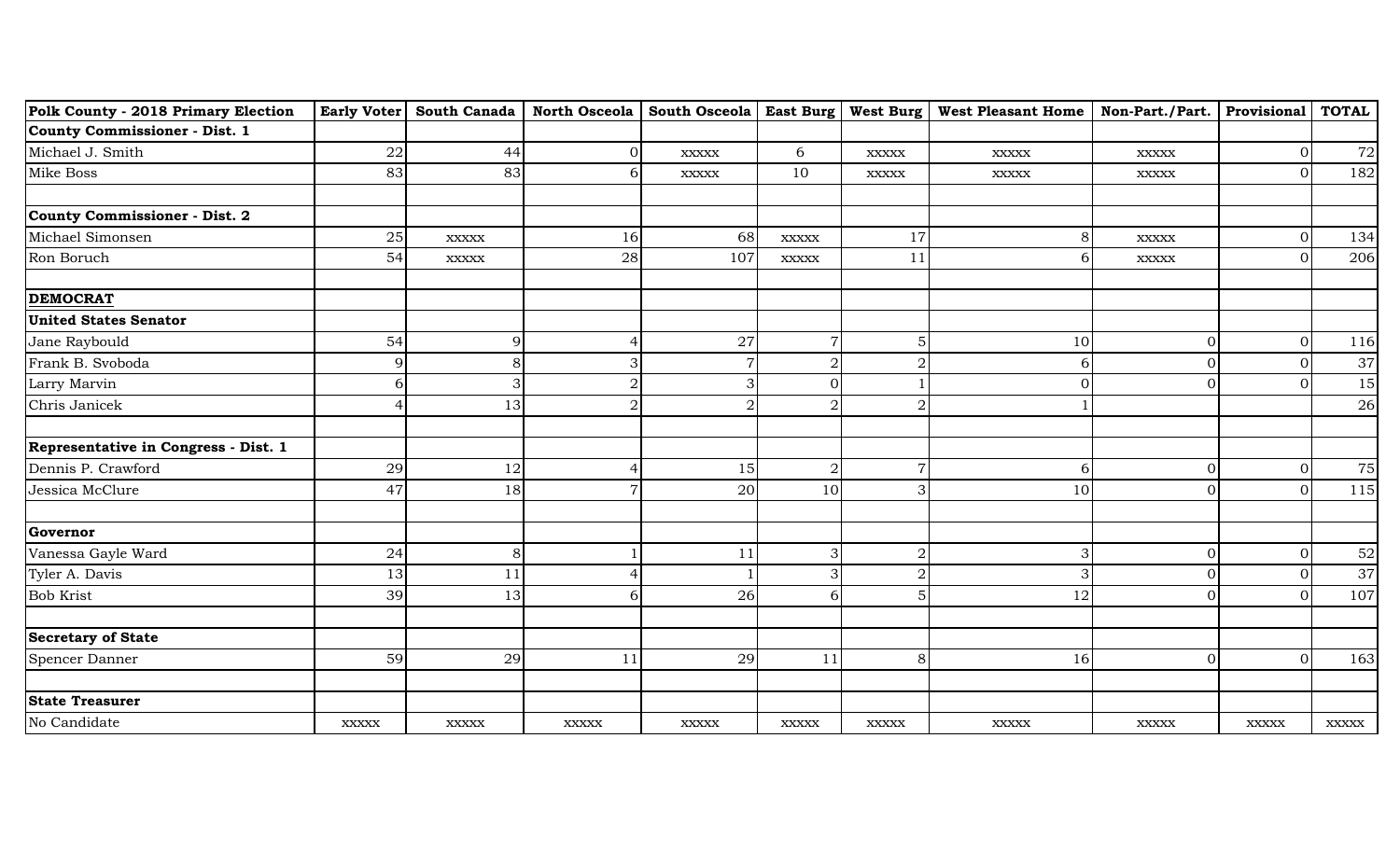| Polk County - 2018 Primary Election | Early Voter | South Canada | North Osceola | South Osceola | East Burg | West Burg | West Pleasant Home | Non-Part./Part. | Provisional | TOTAL |
|---|---|---|---|---|---|---|---|---|---|---|
| **County Commissioner - Dist. 1** | | | | | | | | | | |
| Michael J. Smith | 22 | 44 | 0 | xxxxx | 6 | xxxxx | xxxxx | xxxxx | 0 | 72 |
| Mike Boss | 83 | 83 | 6 | xxxxx | 10 | xxxxx | xxxxx | xxxxx | 0 | 182 |
| | | | | | | | | | | |
| **County Commissioner - Dist. 2** | | | | | | | | | | |
| Michael Simonsen | 25 | xxxxx | 16 | 68 | xxxxx | 17 | 8 | xxxxx | 0 | 134 |
| Ron Boruch | 54 | xxxxx | 28 | 107 | xxxxx | 11 | 6 | xxxxx | 0 | 206 |
| | | | | | | | | | | |
| **DEMOCRAT** | | | | | | | | | | |
| **United States Senator** | | | | | | | | | | |
| Jane Raybould | 54 | 9 | 4 | 27 | 7 | 5 | 10 | 0 | 0 | 116 |
| Frank B. Svoboda | 9 | 8 | 3 | 7 | 2 | 2 | 6 | 0 | 0 | 37 |
| Larry Marvin | 6 | 3 | 2 | 3 | 0 | 1 | 0 | 0 | 0 | 15 |
| Chris Janicek | 4 | 13 | 2 | 2 | 2 | 2 | 1 | | | 26 |
| | | | | | | | | | | |
| **Representative in Congress - Dist. 1** | | | | | | | | | | |
| Dennis P. Crawford | 29 | 12 | 4 | 15 | 2 | 7 | 6 | 0 | 0 | 75 |
| Jessica McClure | 47 | 18 | 7 | 20 | 10 | 3 | 10 | 0 | 0 | 115 |
| | | | | | | | | | | |
| **Governor** | | | | | | | | | | |
| Vanessa Gayle Ward | 24 | 8 | 1 | 11 | 3 | 2 | 3 | 0 | 0 | 52 |
| Tyler A. Davis | 13 | 11 | 4 | 1 | 3 | 2 | 3 | 0 | 0 | 37 |
| Bob Krist | 39 | 13 | 6 | 26 | 6 | 5 | 12 | 0 | 0 | 107 |
| | | | | | | | | | | |
| **Secretary of State** | | | | | | | | | | |
| Spencer Danner | 59 | 29 | 11 | 29 | 11 | 8 | 16 | 0 | 0 | 163 |
| | | | | | | | | | | |
| **State Treasurer** | | | | | | | | | | |
| No Candidate | xxxxx | xxxxx | xxxxx | xxxxx | xxxxx | xxxxx | xxxxx | xxxxx | xxxxx | xxxxx |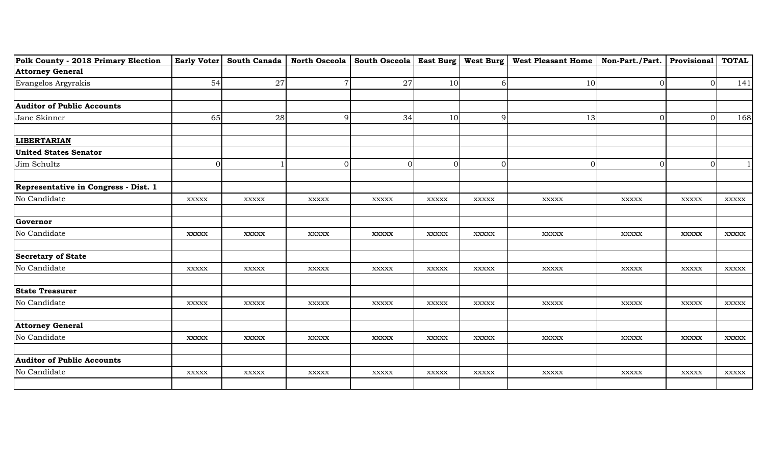| Polk County - 2018 Primary Election | Early Voter | South Canada | North Osceola | South Osceola | East Burg | West Burg | West Pleasant Home | Non-Part./Part. | Provisional | TOTAL |
|---|---|---|---|---|---|---|---|---|---|---|
| **Attorney General** | | | | | | | | | | |
| Evangelos Argyrakis | 54 | 27 | 7 | 27 | 10 | 6 | 10 | 0 | 0 | 141 |
| | | | | | | | | | | |
| **Auditor of Public Accounts** | | | | | | | | | | |
| Jane Skinner | 65 | 28 | 9 | 34 | 10 | 9 | 13 | 0 | 0 | 168 |
| | | | | | | | | | | |
| **LIBERTARIAN** | | | | | | | | | | |
| **United States Senator** | | | | | | | | | | |
| Jim Schultz | 0 | 1 | 0 | 0 | 0 | 0 | 0 | 0 | 0 | 1 |
| | | | | | | | | | | |
| **Representative in Congress - Dist. 1** | | | | | | | | | | |
| No Candidate | xxxxx | xxxxx | xxxxx | xxxxx | xxxxx | xxxxx | xxxxx | xxxxx | xxxxx | xxxxx |
| | | | | | | | | | | |
| **Governor** | | | | | | | | | | |
| No Candidate | xxxxx | xxxxx | xxxxx | xxxxx | xxxxx | xxxxx | xxxxx | xxxxx | xxxxx | xxxxx |
| | | | | | | | | | | |
| **Secretary of State** | | | | | | | | | | |
| No Candidate | xxxxx | xxxxx | xxxxx | xxxxx | xxxxx | xxxxx | xxxxx | xxxxx | xxxxx | xxxxx |
| | | | | | | | | | | |
| **State Treasurer** | | | | | | | | | | |
| No Candidate | xxxxx | xxxxx | xxxxx | xxxxx | xxxxx | xxxxx | xxxxx | xxxxx | xxxxx | xxxxx |
| | | | | | | | | | | |
| **Attorney General** | | | | | | | | | | |
| No Candidate | xxxxx | xxxxx | xxxxx | xxxxx | xxxxx | xxxxx | xxxxx | xxxxx | xxxxx | xxxxx |
| | | | | | | | | | | |
| **Auditor of Public Accounts** | | | | | | | | | | |
| No Candidate | xxxxx | xxxxx | xxxxx | xxxxx | xxxxx | xxxxx | xxxxx | xxxxx | xxxxx | xxxxx |
| | | | | | | | | | | |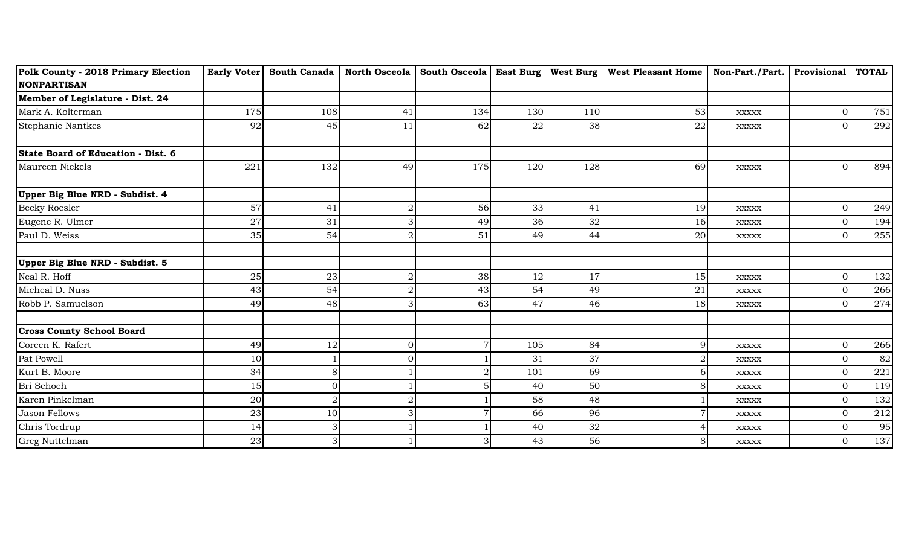| Polk County - 2018 Primary Election | Early Voter | South Canada | North Osceola | South Osceola | East Burg | West Burg | West Pleasant Home | Non-Part./Part. | Provisional | TOTAL |
|---|---|---|---|---|---|---|---|---|---|---|
| **NONPARTISAN** | | | | | | | | | | |
| **Member of Legislature - Dist. 24** | | | | | | | | | | |
| Mark A. Kolterman | 175 | 108 | 41 | 134 | 130 | 110 | 53 | XXXXX | 0 | 751 |
| Stephanie Nantkes | 92 | 45 | 11 | 62 | 22 | 38 | 22 | XXXXX | 0 | 292 |
| | | | | | | | | | | |
| **State Board of Education - Dist. 6** | | | | | | | | | | |
| Maureen Nickels | 221 | 132 | 49 | 175 | 120 | 128 | 69 | XXXXX | 0 | 894 |
| | | | | | | | | | | |
| **Upper Big Blue NRD - Subdist. 4** | | | | | | | | | | |
| Becky Roesler | 57 | 41 | 2 | 56 | 33 | 41 | 19 | XXXXX | 0 | 249 |
| Eugene R. Ulmer | 27 | 31 | 3 | 49 | 36 | 32 | 16 | XXXXX | 0 | 194 |
| Paul D. Weiss | 35 | 54 | 2 | 51 | 49 | 44 | 20 | XXXXX | 0 | 255 |
| | | | | | | | | | | |
| **Upper Big Blue NRD - Subdist. 5** | | | | | | | | | | |
| Neal R. Hoff | 25 | 23 | 2 | 38 | 12 | 17 | 15 | XXXXX | 0 | 132 |
| Micheal D. Nuss | 43 | 54 | 2 | 43 | 54 | 49 | 21 | XXXXX | 0 | 266 |
| Robb P. Samuelson | 49 | 48 | 3 | 63 | 47 | 46 | 18 | XXXXX | 0 | 274 |
| | | | | | | | | | | |
| **Cross County School Board** | | | | | | | | | | |
| Coreen K. Rafert | 49 | 12 | 0 | 7 | 105 | 84 | 9 | XXXXX | 0 | 266 |
| Pat Powell | 10 | 1 | 0 | 1 | 31 | 37 | 2 | XXXXX | 0 | 82 |
| Kurt B. Moore | 34 | 8 | 1 | 2 | 101 | 69 | 6 | XXXXX | 0 | 221 |
| Bri Schoch | 15 | 0 | 1 | 5 | 40 | 50 | 8 | XXXXX | 0 | 119 |
| Karen Pinkelman | 20 | 2 | 2 | 1 | 58 | 48 | 1 | XXXXX | 0 | 132 |
| Jason Fellows | 23 | 10 | 3 | 7 | 66 | 96 | 7 | XXXXX | 0 | 212 |
| Chris Tordrup | 14 | 3 | 1 | 1 | 40 | 32 | 4 | XXXXX | 0 | 95 |
| Greg Nuttelman | 23 | 3 | 1 | 3 | 43 | 56 | 8 | XXXXX | 0 | 137 |